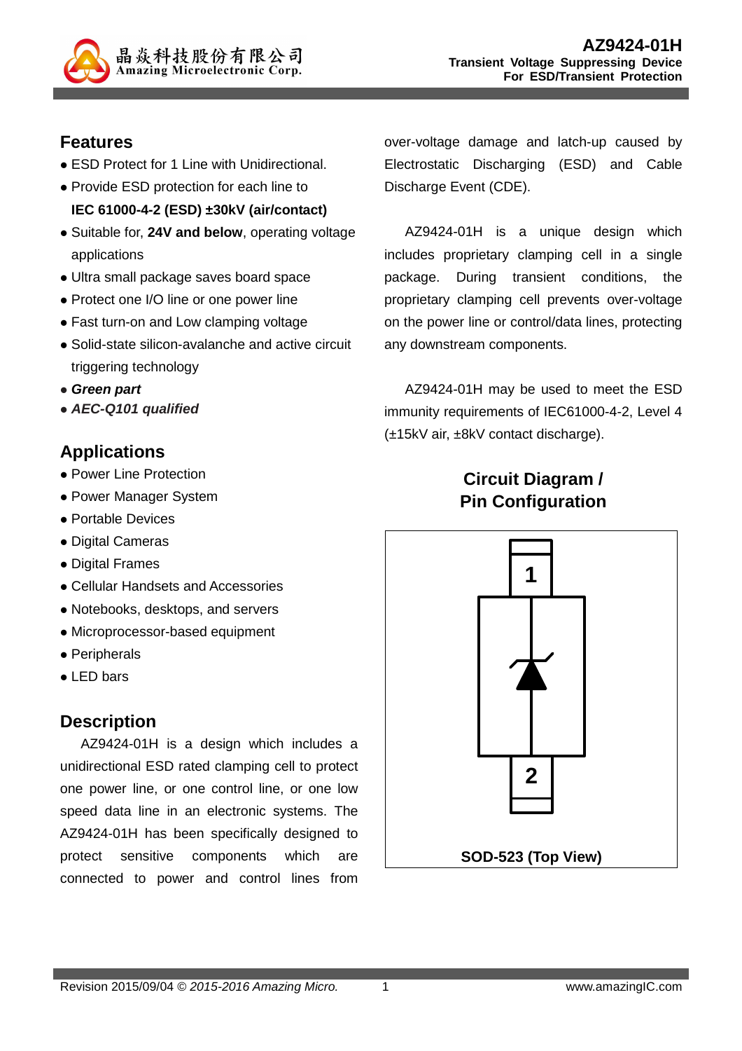# AZ9424-01H

**Transient Voltage Suppressing Device For ESD/Transient Protection**

## Features

- ESD Protect for 1 Line with Unidirectional.
- Provide ESD protection for each line to **IEC 61000-4-2 (ESD) ±30kV (air/contact)**
- Suitable for, **24V and below**, operating voltage applications
- Ultra small package saves board space
- Protect one I/O line or one power line
- Fast turn-on and Low clamping voltage
- Solid-state silicon-avalanche and active circuit triggering technology
- ***Green part***
- ***AEC-Q101 qualified***

## Applications

- Power Line Protection
- Power Manager System
- Portable Devices
- Digital Cameras
- Digital Frames
- Cellular Handsets and Accessories
- Notebooks, desktops, and servers
- Microprocessor-based equipment
- Peripherals
- LED bars

## Description

AZ9424-01H is a design which includes a unidirectional ESD rated clamping cell to protect one power line, or one control line, or one low speed data line in an electronic systems. The AZ9424-01H has been specifically designed to protect sensitive components which are connected to power and control lines from over-voltage damage and latch-up caused by Electrostatic Discharging (ESD) and Cable Discharge Event (CDE).

AZ9424-01H is a unique design which includes proprietary clamping cell in a single package. During transient conditions, the proprietary clamping cell prevents over-voltage on the power line or control/data lines, protecting any downstream components.

AZ9424-01H may be used to meet the ESD immunity requirements of IEC61000-4-2, Level 4 (±15kV air, ±8kV contact discharge).

## Circuit Diagram / Pin Configuration

1

2

**SOD-523 (Top View)**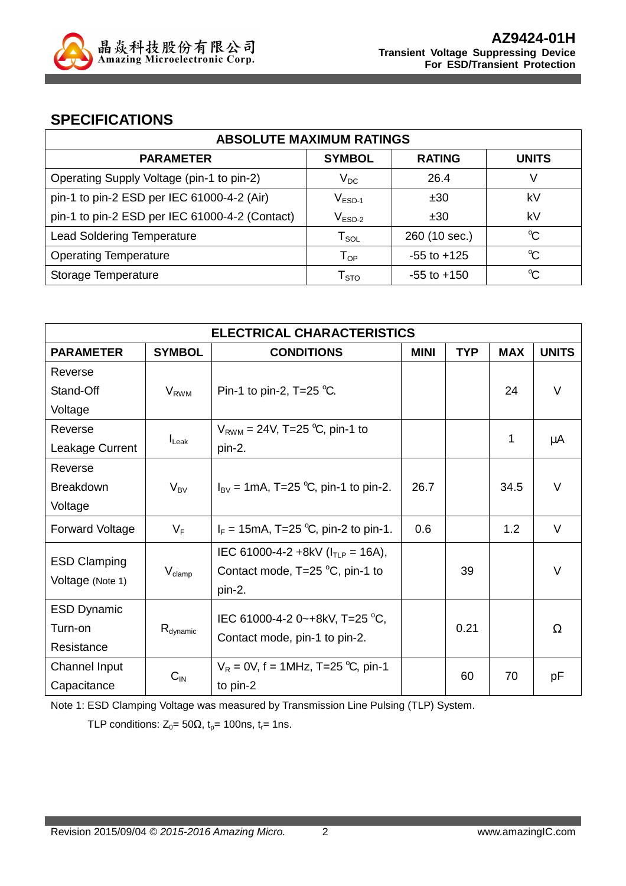## SPECIFICATIONS

| ABSOLUTE MAXIMUM RATINGS | | | |
|---|---|---|---|
| **PARAMETER** | **SYMBOL** | **RATING** | **UNITS** |
| Operating Supply Voltage (pin-1 to pin-2) | $V_{DC}$ | 26.4 | V |
| pin-1 to pin-2 ESD per IEC 61000-4-2 (Air) | $V_{ESD-1}$ | ±30 | kV |
| pin-1 to pin-2 ESD per IEC 61000-4-2 (Contact) | $V_{ESD-2}$ | ±30 | kV |
| Lead Soldering Temperature | $T_{SOL}$ | 260 (10 sec.) | ℃ |
| Operating Temperature | $T_{OP}$ | -55 to +125 | ℃ |
| Storage Temperature | $T_{STO}$ | -55 to +150 | ℃ |

| ELECTRICAL CHARACTERISTICS | | | | | | |
|---|---|---|---|---|---|---|
| **PARAMETER** | **SYMBOL** | **CONDITIONS** | **MINI** | **TYP** | **MAX** | **UNITS** |
| Reverse Stand-Off Voltage | $V_{RWM}$ | Pin-1 to pin-2, T=25 ℃. | | | 24 | V |
| Reverse Leakage Current | $I_{Leak}$ | $V_{RWM}$ = 24V, T=25 ℃, pin-1 to pin-2. | | | 1 | μA |
| Reverse Breakdown Voltage | $V_{BV}$ | $I_{BV}$ = 1mA, T=25 ℃, pin-1 to pin-2. | 26.7 | | 34.5 | V |
| Forward Voltage | $V_F$ | $I_F$ = 15mA, T=25 ℃, pin-2 to pin-1. | 0.6 | | 1.2 | V |
| ESD Clamping Voltage (Note 1) | $V_{clamp}$ | IEC 61000-4-2 +8kV ($I_{TLP}$ = 16A), Contact mode, T=25 °C, pin-1 to pin-2. | | 39 | | V |
| ESD Dynamic Turn-on Resistance | $R_{dynamic}$ | IEC 61000-4-2 0~+8kV, T=25 °C, Contact mode, pin-1 to pin-2. | | 0.21 | | Ω |
| Channel Input Capacitance | $C_{IN}$ | $V_R$ = 0V, f = 1MHz, T=25 ℃, pin-1 to pin-2 | | 60 | 70 | pF |

Note 1: ESD Clamping Voltage was measured by Transmission Line Pulsing (TLP) System.

TLP conditions: $Z_0$= 50Ω, $t_p$= 100ns, $t_r$= 1ns.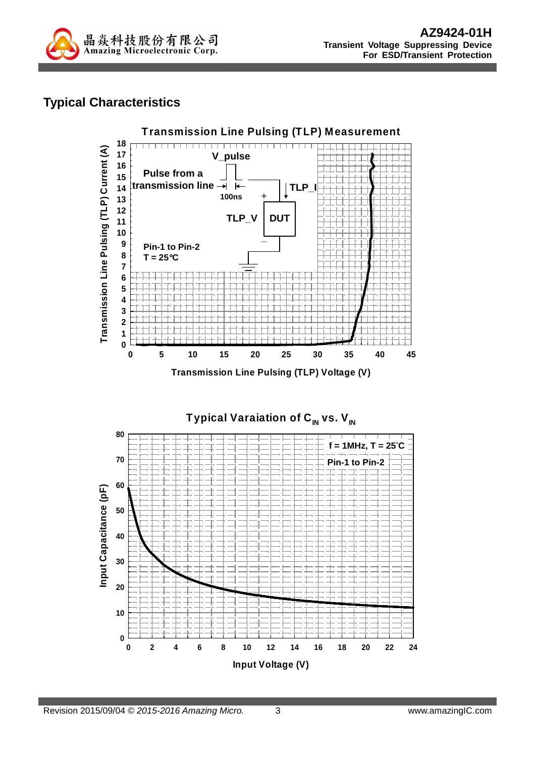## Typical Characteristics

**Transmission Line Pulsing (TLP) Measurement**

Pulse from a transmission line

V_pulse

100ns

TLP_I

TLP_V

DUT

Pin-1 to Pin-2
T = 25℃

Transmission Line Pulsing (TLP) Current (A)

Transmission Line Pulsing (TLP) Voltage (V)

**Typical Varaiation of $C_{IN}$ vs. $V_{IN}$**

f = 1MHz, T = 25°C
Pin-1 to Pin-2

Input Capacitance (pF)

Input Voltage (V)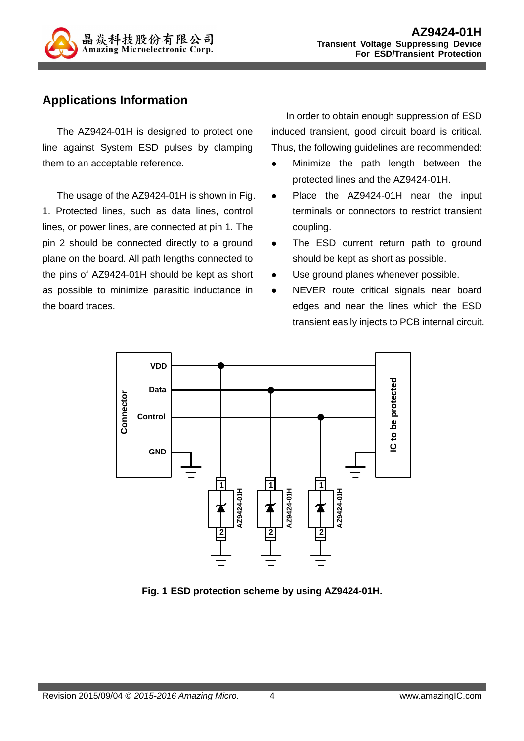## Applications Information

The AZ9424-01H is designed to protect one line against System ESD pulses by clamping them to an acceptable reference.

The usage of the AZ9424-01H is shown in Fig. 1. Protected lines, such as data lines, control lines, or power lines, are connected at pin 1. The pin 2 should be connected directly to a ground plane on the board. All path lengths connected to the pins of AZ9424-01H should be kept as short as possible to minimize parasitic inductance in the board traces.

In order to obtain enough suppression of ESD induced transient, good circuit board is critical. Thus, the following guidelines are recommended:

- Minimize the path length between the protected lines and the AZ9424-01H.
- Place the AZ9424-01H near the input terminals or connectors to restrict transient coupling.
- The ESD current return path to ground should be kept as short as possible.
- Use ground planes whenever possible.
- NEVER route critical signals near board edges and near the lines which the ESD transient easily injects to PCB internal circuit.

**Fig. 1 ESD protection scheme by using AZ9424-01H.**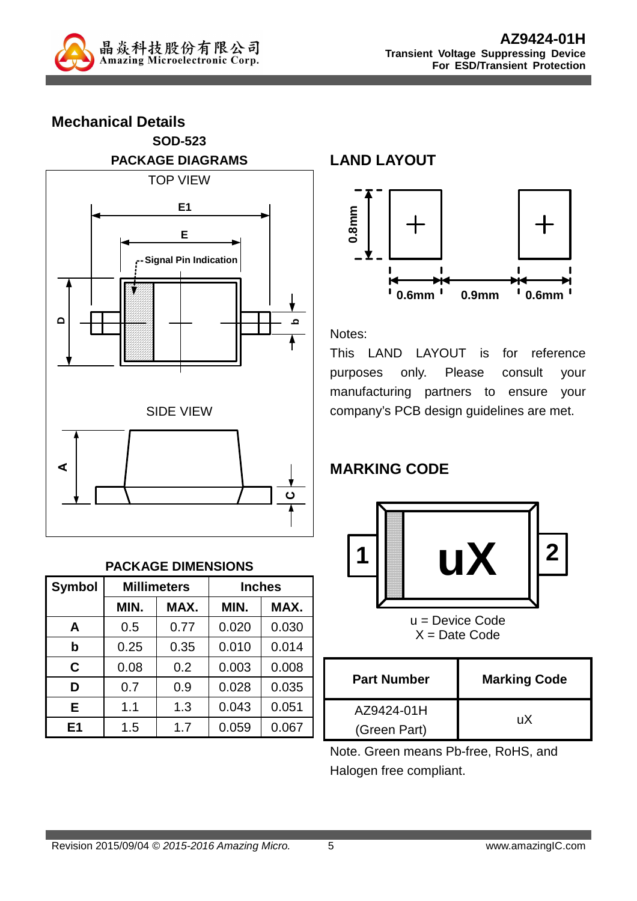## Mechanical Details

### SOD-523

### PACKAGE DIAGRAMS

TOP VIEW

E1

E

Signal Pin Indication

D

b

SIDE VIEW

A

C

### PACKAGE DIMENSIONS

| Symbol | Millimeters | | Inches | |
|---|---|---|---|---|
| | MIN. | MAX. | MIN. | MAX. |
| A | 0.5 | 0.77 | 0.020 | 0.030 |
| b | 0.25 | 0.35 | 0.010 | 0.014 |
| C | 0.08 | 0.2 | 0.003 | 0.008 |
| D | 0.7 | 0.9 | 0.028 | 0.035 |
| E | 1.1 | 1.3 | 0.043 | 0.051 |
| E1 | 1.5 | 1.7 | 0.059 | 0.067 |

## LAND LAYOUT

0.8mm

0.6mm 0.9mm 0.6mm

Notes:

This LAND LAYOUT is for reference purposes only. Please consult your manufacturing partners to ensure your company's PCB design guidelines are met.

## MARKING CODE

1 uX 2

u = Device Code
X = Date Code

| Part Number | Marking Code |
|---|---|
| AZ9424-01H (Green Part) | uX |

Note. Green means Pb-free, RoHS, and Halogen free compliant.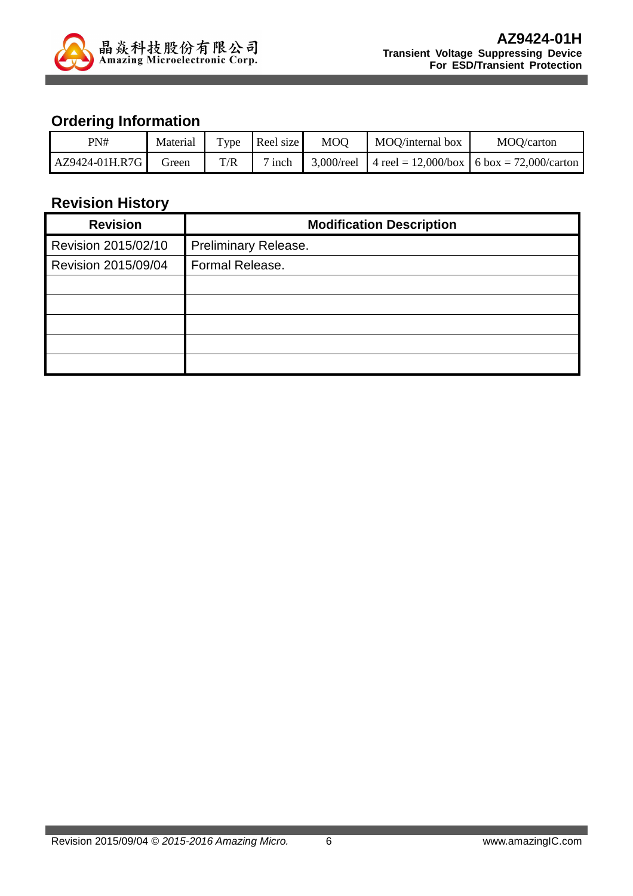## Ordering Information

| PN# | Material | Type | Reel size | MOQ | MOQ/internal box | MOQ/carton |
|---|---|---|---|---|---|---|
| AZ9424-01H.R7G | Green | T/R | 7 inch | 3,000/reel | 4 reel = 12,000/box | 6 box = 72,000/carton |

## Revision History

| Revision | Modification Description |
|---|---|
| Revision 2015/02/10 | Preliminary Release. |
| Revision 2015/09/04 | Formal Release. |
| | |
| | |
| | |
| | |
| | |